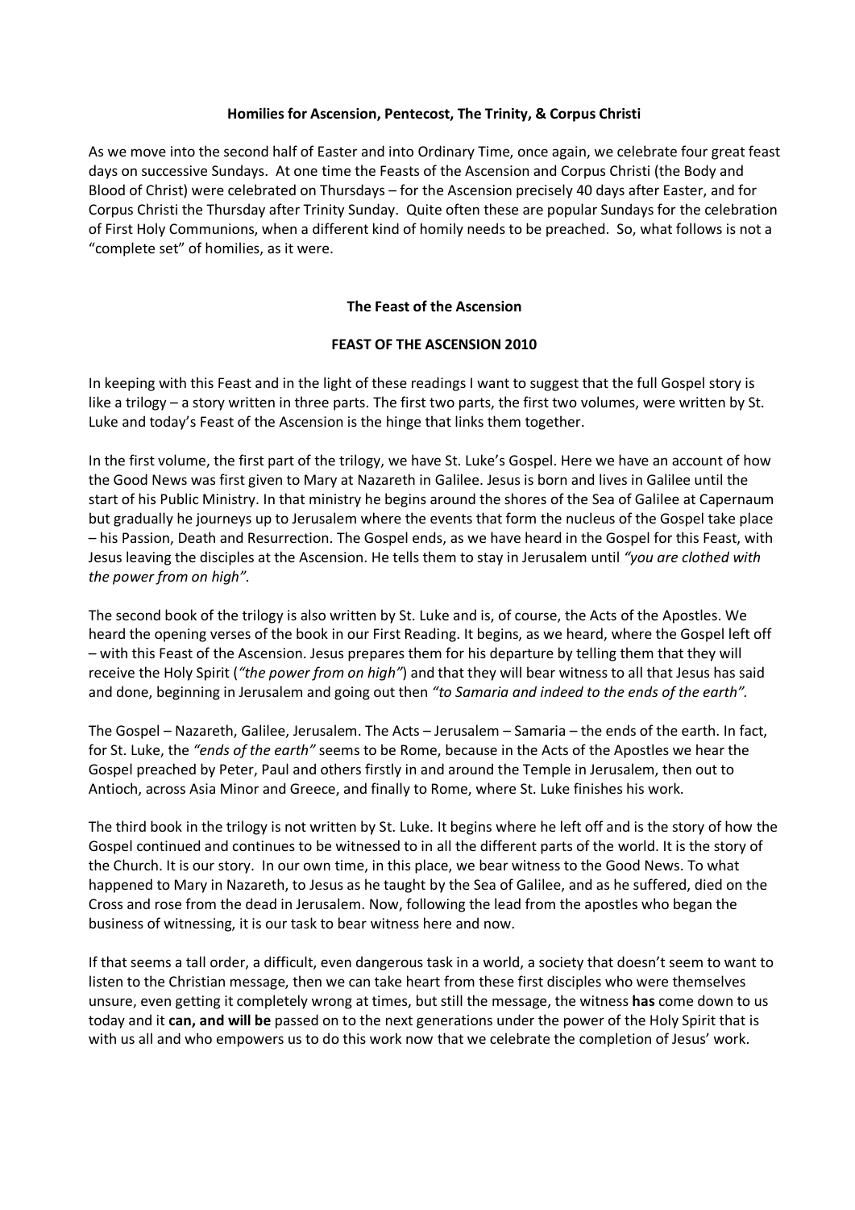# Homilies for Ascension, Pentecost, The Trinity, & Corpus Christi

As we move into the second half of Easter and into Ordinary Time, once again, we celebrate four great feast days on successive Sundays. At one time the Feasts of the Ascension and Corpus Christi (the Body and Blood of Christ) were celebrated on Thursdays – for the Ascension precisely 40 days after Easter, and for Corpus Christi the Thursday after Trinity Sunday. Quite often these are popular Sundays for the celebration of First Holy Communions, when a different kind of homily needs to be preached. So, what follows is not a "complete set" of homilies, as it were.

## The Feast of the Ascension

### FEAST OF THE ASCENSION 2010

In keeping with this Feast and in the light of these readings I want to suggest that the full Gospel story is like a trilogy – a story written in three parts. The first two parts, the first two volumes, were written by St. Luke and today's Feast of the Ascension is the hinge that links them together.

In the first volume, the first part of the trilogy, we have St. Luke's Gospel. Here we have an account of how the Good News was first given to Mary at Nazareth in Galilee. Jesus is born and lives in Galilee until the start of his Public Ministry. In that ministry he begins around the shores of the Sea of Galilee at Capernaum but gradually he journeys up to Jerusalem where the events that form the nucleus of the Gospel take place – his Passion, Death and Resurrection. The Gospel ends, as we have heard in the Gospel for this Feast, with Jesus leaving the disciples at the Ascension. He tells them to stay in Jerusalem until *"you are clothed with the power from on high".*

The second book of the trilogy is also written by St. Luke and is, of course, the Acts of the Apostles. We heard the opening verses of the book in our First Reading. It begins, as we heard, where the Gospel left off – with this Feast of the Ascension. Jesus prepares them for his departure by telling them that they will receive the Holy Spirit (*"the power from on high"*) and that they will bear witness to all that Jesus has said and done, beginning in Jerusalem and going out then *"to Samaria and indeed to the ends of the earth".*

The Gospel – Nazareth, Galilee, Jerusalem. The Acts – Jerusalem – Samaria – the ends of the earth. In fact, for St. Luke, the *"ends of the earth"* seems to be Rome, because in the Acts of the Apostles we hear the Gospel preached by Peter, Paul and others firstly in and around the Temple in Jerusalem, then out to Antioch, across Asia Minor and Greece, and finally to Rome, where St. Luke finishes his work.

The third book in the trilogy is not written by St. Luke. It begins where he left off and is the story of how the Gospel continued and continues to be witnessed to in all the different parts of the world. It is the story of the Church. It is our story. In our own time, in this place, we bear witness to the Good News. To what happened to Mary in Nazareth, to Jesus as he taught by the Sea of Galilee, and as he suffered, died on the Cross and rose from the dead in Jerusalem. Now, following the lead from the apostles who began the business of witnessing, it is our task to bear witness here and now.

If that seems a tall order, a difficult, even dangerous task in a world, a society that doesn't seem to want to listen to the Christian message, then we can take heart from these first disciples who were themselves unsure, even getting it completely wrong at times, but still the message, the witness **has** come down to us today and it **can, and will be** passed on to the next generations under the power of the Holy Spirit that is with us all and who empowers us to do this work now that we celebrate the completion of Jesus' work.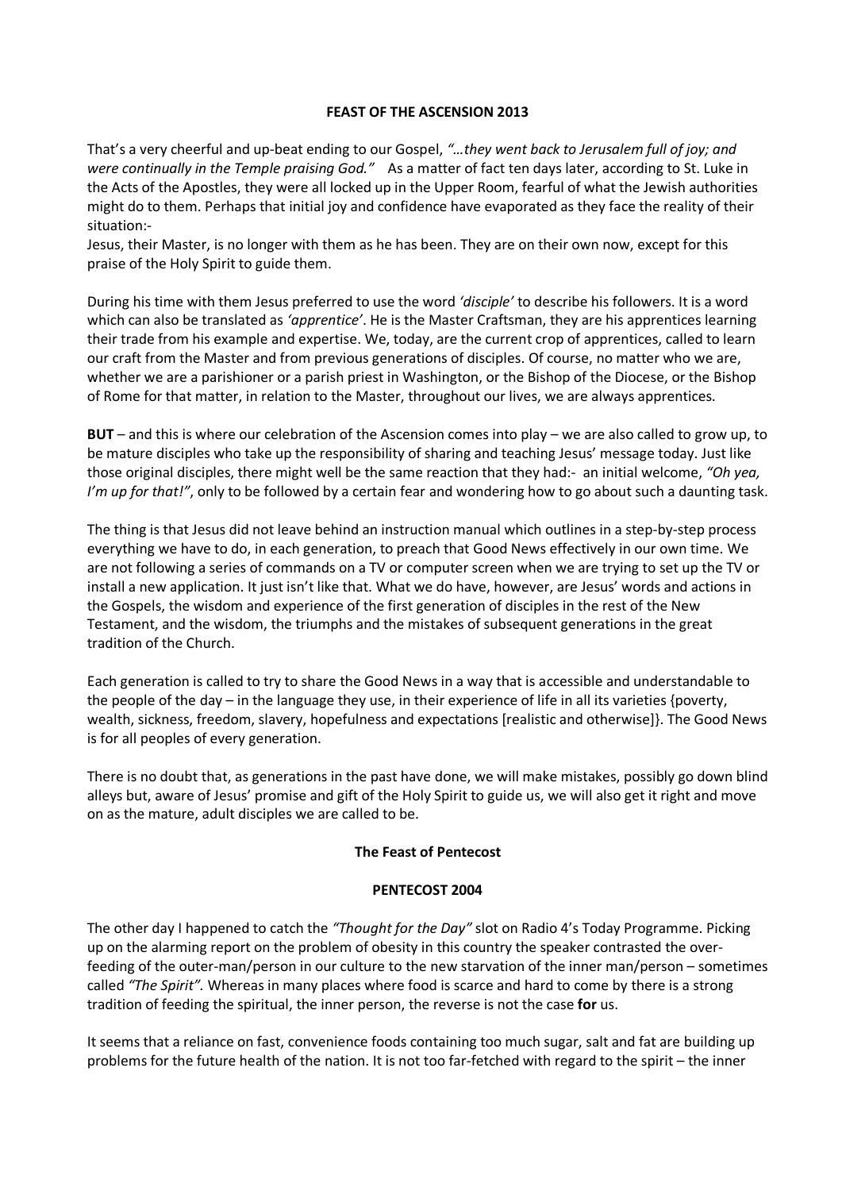**FEAST OF THE ASCENSION 2013**

That's a very cheerful and up-beat ending to our Gospel, *"…they went back to Jerusalem full of joy; and were continually in the Temple praising God."* As a matter of fact ten days later, according to St. Luke in the Acts of the Apostles, they were all locked up in the Upper Room, fearful of what the Jewish authorities might do to them. Perhaps that initial joy and confidence have evaporated as they face the reality of their situation:-

Jesus, their Master, is no longer with them as he has been. They are on their own now, except for this praise of the Holy Spirit to guide them.

During his time with them Jesus preferred to use the word *'disciple'* to describe his followers. It is a word which can also be translated as *'apprentice'*. He is the Master Craftsman, they are his apprentices learning their trade from his example and expertise. We, today, are the current crop of apprentices, called to learn our craft from the Master and from previous generations of disciples. Of course, no matter who we are, whether we are a parishioner or a parish priest in Washington, or the Bishop of the Diocese, or the Bishop of Rome for that matter, in relation to the Master, throughout our lives, we are always apprentices.

**BUT** – and this is where our celebration of the Ascension comes into play – we are also called to grow up, to be mature disciples who take up the responsibility of sharing and teaching Jesus' message today. Just like those original disciples, there might well be the same reaction that they had:- an initial welcome, *"Oh yea, I'm up for that!"*, only to be followed by a certain fear and wondering how to go about such a daunting task.

The thing is that Jesus did not leave behind an instruction manual which outlines in a step-by-step process everything we have to do, in each generation, to preach that Good News effectively in our own time. We are not following a series of commands on a TV or computer screen when we are trying to set up the TV or install a new application. It just isn't like that. What we do have, however, are Jesus' words and actions in the Gospels, the wisdom and experience of the first generation of disciples in the rest of the New Testament, and the wisdom, the triumphs and the mistakes of subsequent generations in the great tradition of the Church.

Each generation is called to try to share the Good News in a way that is accessible and understandable to the people of the day – in the language they use, in their experience of life in all its varieties {poverty, wealth, sickness, freedom, slavery, hopefulness and expectations [realistic and otherwise]}. The Good News is for all peoples of every generation.

There is no doubt that, as generations in the past have done, we will make mistakes, possibly go down blind alleys but, aware of Jesus' promise and gift of the Holy Spirit to guide us, we will also get it right and move on as the mature, adult disciples we are called to be.

**The Feast of Pentecost**

**PENTECOST 2004**

The other day I happened to catch the *"Thought for the Day"* slot on Radio 4's Today Programme. Picking up on the alarming report on the problem of obesity in this country the speaker contrasted the over-feeding of the outer-man/person in our culture to the new starvation of the inner man/person – sometimes called *"The Spirit"*. Whereas in many places where food is scarce and hard to come by there is a strong tradition of feeding the spiritual, the inner person, the reverse is not the case **for** us.

It seems that a reliance on fast, convenience foods containing too much sugar, salt and fat are building up problems for the future health of the nation. It is not too far-fetched with regard to the spirit – the inner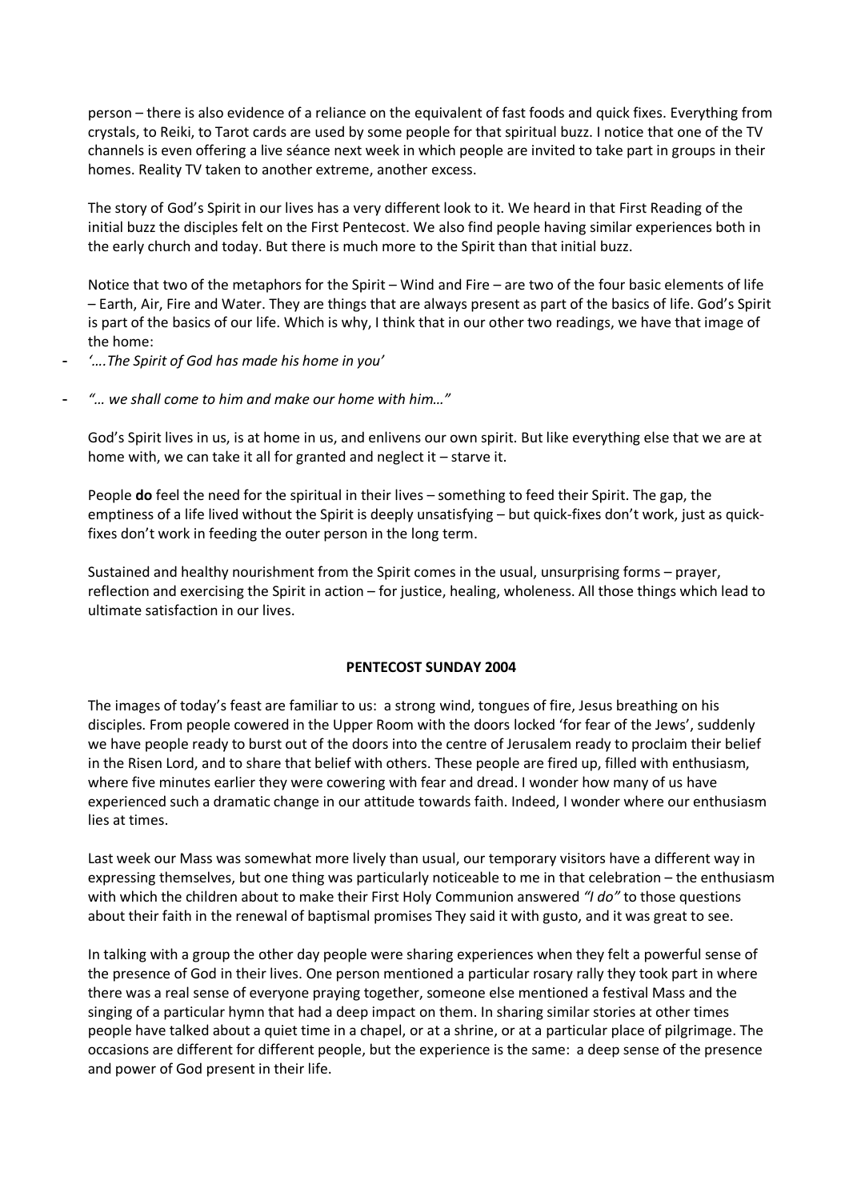person – there is also evidence of a reliance on the equivalent of fast foods and quick fixes. Everything from crystals, to Reiki, to Tarot cards are used by some people for that spiritual buzz. I notice that one of the TV channels is even offering a live séance next week in which people are invited to take part in groups in their homes. Reality TV taken to another extreme, another excess.

The story of God's Spirit in our lives has a very different look to it. We heard in that First Reading of the initial buzz the disciples felt on the First Pentecost. We also find people having similar experiences both in the early church and today. But there is much more to the Spirit than that initial buzz.

Notice that two of the metaphors for the Spirit – Wind and Fire – are two of the four basic elements of life – Earth, Air, Fire and Water. They are things that are always present as part of the basics of life. God's Spirit is part of the basics of our life. Which is why, I think that in our other two readings, we have that image of the home:

- *'….The Spirit of God has made his home in you'*
- *"… we shall come to him and make our home with him…"*

God's Spirit lives in us, is at home in us, and enlivens our own spirit. But like everything else that we are at home with, we can take it all for granted and neglect it – starve it.

People **do** feel the need for the spiritual in their lives – something to feed their Spirit. The gap, the emptiness of a life lived without the Spirit is deeply unsatisfying – but quick-fixes don't work, just as quick-fixes don't work in feeding the outer person in the long term.

Sustained and healthy nourishment from the Spirit comes in the usual, unsurprising forms – prayer, reflection and exercising the Spirit in action – for justice, healing, wholeness. All those things which lead to ultimate satisfaction in our lives.

## PENTECOST SUNDAY 2004

The images of today's feast are familiar to us: a strong wind, tongues of fire, Jesus breathing on his disciples. From people cowered in the Upper Room with the doors locked 'for fear of the Jews', suddenly we have people ready to burst out of the doors into the centre of Jerusalem ready to proclaim their belief in the Risen Lord, and to share that belief with others. These people are fired up, filled with enthusiasm, where five minutes earlier they were cowering with fear and dread. I wonder how many of us have experienced such a dramatic change in our attitude towards faith. Indeed, I wonder where our enthusiasm lies at times.

Last week our Mass was somewhat more lively than usual, our temporary visitors have a different way in expressing themselves, but one thing was particularly noticeable to me in that celebration – the enthusiasm with which the children about to make their First Holy Communion answered *"I do"* to those questions about their faith in the renewal of baptismal promises They said it with gusto, and it was great to see.

In talking with a group the other day people were sharing experiences when they felt a powerful sense of the presence of God in their lives. One person mentioned a particular rosary rally they took part in where there was a real sense of everyone praying together, someone else mentioned a festival Mass and the singing of a particular hymn that had a deep impact on them. In sharing similar stories at other times people have talked about a quiet time in a chapel, or at a shrine, or at a particular place of pilgrimage. The occasions are different for different people, but the experience is the same: a deep sense of the presence and power of God present in their life.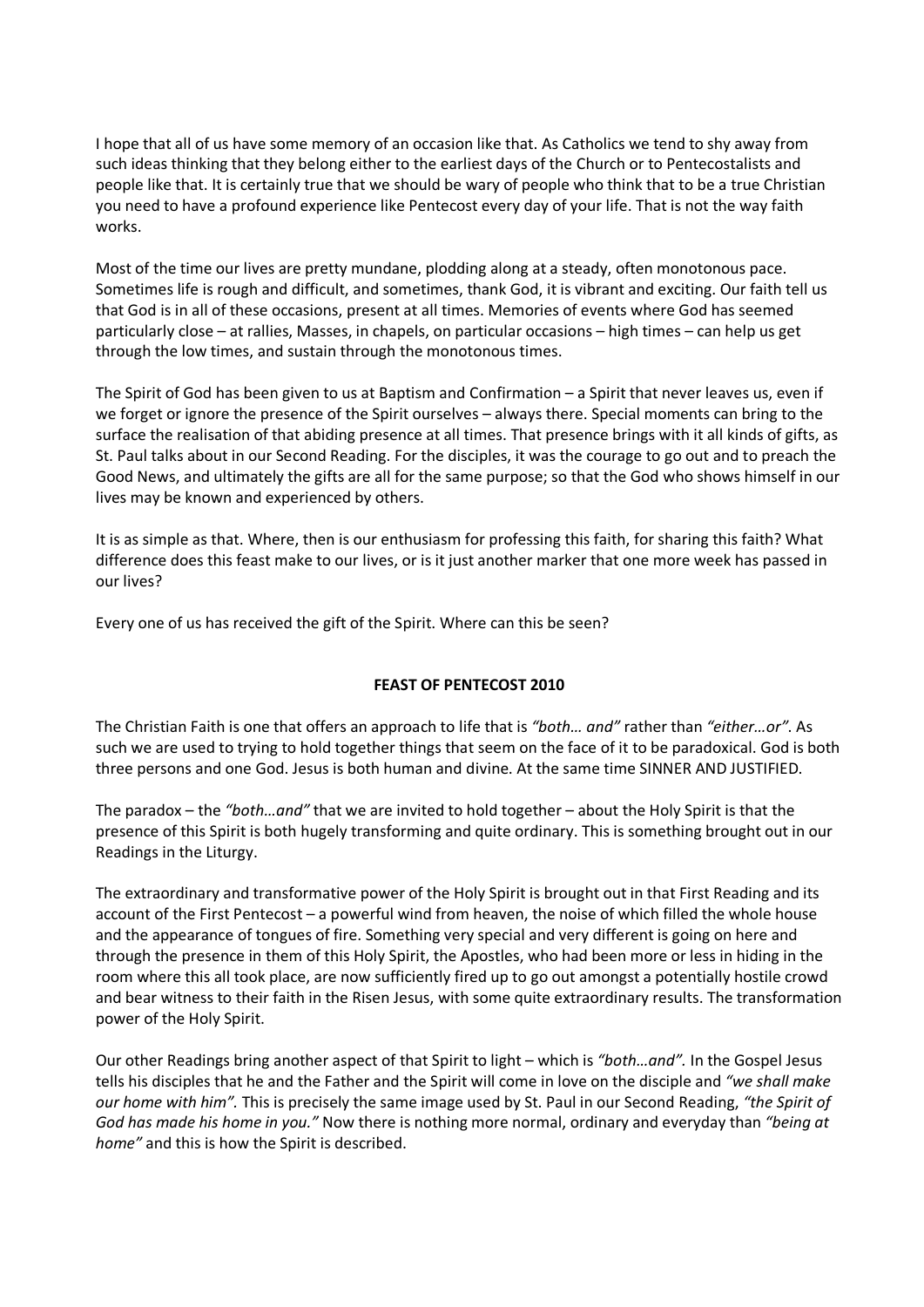I hope that all of us have some memory of an occasion like that. As Catholics we tend to shy away from such ideas thinking that they belong either to the earliest days of the Church or to Pentecostalists and people like that. It is certainly true that we should be wary of people who think that to be a true Christian you need to have a profound experience like Pentecost every day of your life. That is not the way faith works.

Most of the time our lives are pretty mundane, plodding along at a steady, often monotonous pace. Sometimes life is rough and difficult, and sometimes, thank God, it is vibrant and exciting. Our faith tell us that God is in all of these occasions, present at all times. Memories of events where God has seemed particularly close – at rallies, Masses, in chapels, on particular occasions – high times – can help us get through the low times, and sustain through the monotonous times.

The Spirit of God has been given to us at Baptism and Confirmation – a Spirit that never leaves us, even if we forget or ignore the presence of the Spirit ourselves – always there. Special moments can bring to the surface the realisation of that abiding presence at all times. That presence brings with it all kinds of gifts, as St. Paul talks about in our Second Reading. For the disciples, it was the courage to go out and to preach the Good News, and ultimately the gifts are all for the same purpose; so that the God who shows himself in our lives may be known and experienced by others.

It is as simple as that. Where, then is our enthusiasm for professing this faith, for sharing this faith? What difference does this feast make to our lives, or is it just another marker that one more week has passed in our lives?

Every one of us has received the gift of the Spirit. Where can this be seen?

## FEAST OF PENTECOST 2010

The Christian Faith is one that offers an approach to life that is *"both… and"* rather than *"either…or"*. As such we are used to trying to hold together things that seem on the face of it to be paradoxical. God is both three persons and one God. Jesus is both human and divine. At the same time SINNER AND JUSTIFIED.

The paradox – the *"both…and"* that we are invited to hold together – about the Holy Spirit is that the presence of this Spirit is both hugely transforming and quite ordinary. This is something brought out in our Readings in the Liturgy.

The extraordinary and transformative power of the Holy Spirit is brought out in that First Reading and its account of the First Pentecost – a powerful wind from heaven, the noise of which filled the whole house and the appearance of tongues of fire. Something very special and very different is going on here and through the presence in them of this Holy Spirit, the Apostles, who had been more or less in hiding in the room where this all took place, are now sufficiently fired up to go out amongst a potentially hostile crowd and bear witness to their faith in the Risen Jesus, with some quite extraordinary results. The transformation power of the Holy Spirit.

Our other Readings bring another aspect of that Spirit to light – which is *"both…and".* In the Gospel Jesus tells his disciples that he and the Father and the Spirit will come in love on the disciple and *"we shall make our home with him".* This is precisely the same image used by St. Paul in our Second Reading, *"the Spirit of God has made his home in you."* Now there is nothing more normal, ordinary and everyday than *"being at home"* and this is how the Spirit is described.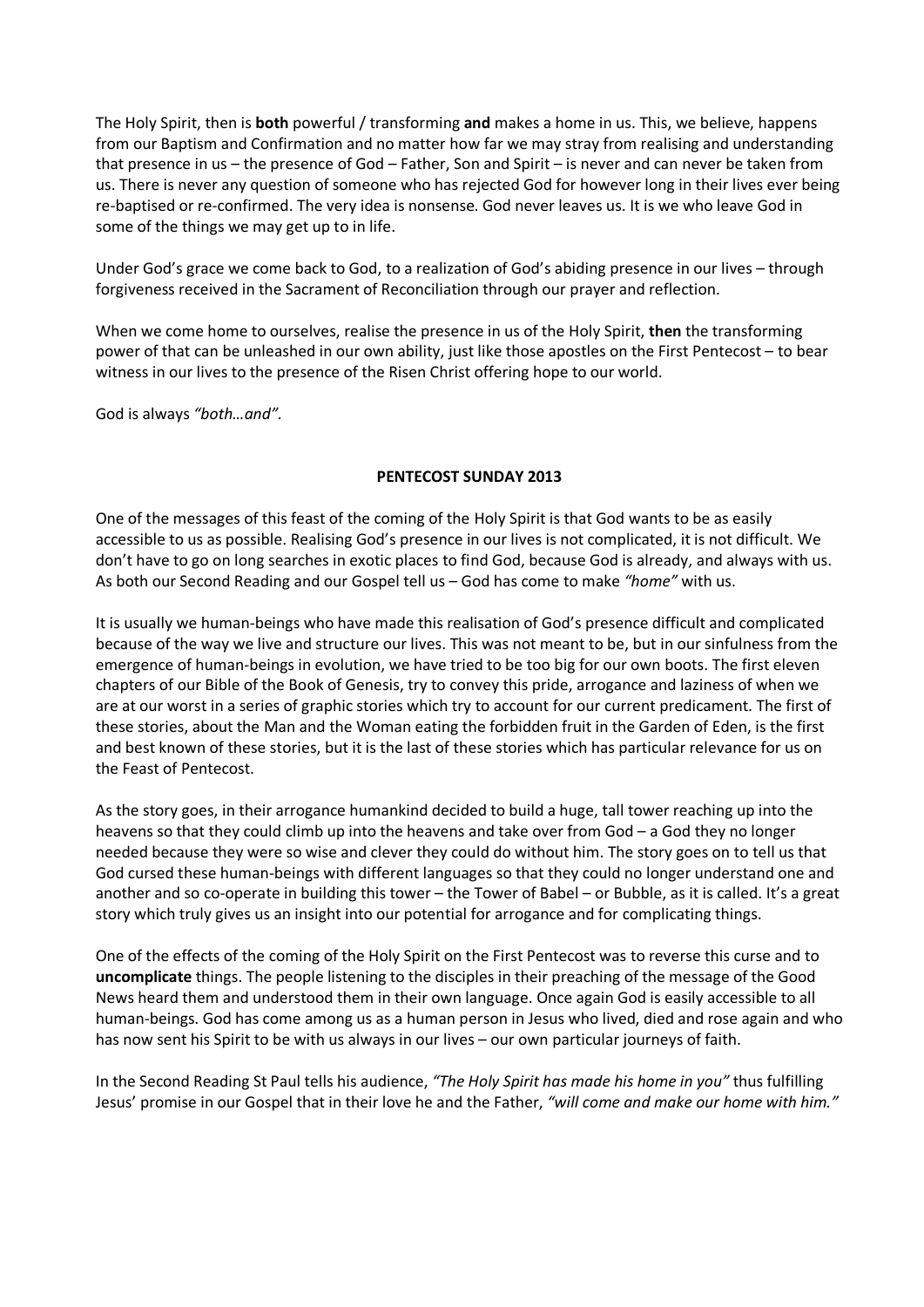The Holy Spirit, then is **both** powerful / transforming **and** makes a home in us. This, we believe, happens from our Baptism and Confirmation and no matter how far we may stray from realising and understanding that presence in us – the presence of God – Father, Son and Spirit – is never and can never be taken from us. There is never any question of someone who has rejected God for however long in their lives ever being re-baptised or re-confirmed. The very idea is nonsense. God never leaves us. It is we who leave God in some of the things we may get up to in life.

Under God's grace we come back to God, to a realization of God's abiding presence in our lives – through forgiveness received in the Sacrament of Reconciliation through our prayer and reflection.

When we come home to ourselves, realise the presence in us of the Holy Spirit, **then** the transforming power of that can be unleashed in our own ability, just like those apostles on the First Pentecost – to bear witness in our lives to the presence of the Risen Christ offering hope to our world.

God is always *"both…and".*

## PENTECOST SUNDAY 2013

One of the messages of this feast of the coming of the Holy Spirit is that God wants to be as easily accessible to us as possible. Realising God's presence in our lives is not complicated, it is not difficult. We don't have to go on long searches in exotic places to find God, because God is already, and always with us. As both our Second Reading and our Gospel tell us – God has come to make *"home"* with us.

It is usually we human-beings who have made this realisation of God's presence difficult and complicated because of the way we live and structure our lives. This was not meant to be, but in our sinfulness from the emergence of human-beings in evolution, we have tried to be too big for our own boots. The first eleven chapters of our Bible of the Book of Genesis, try to convey this pride, arrogance and laziness of when we are at our worst in a series of graphic stories which try to account for our current predicament. The first of these stories, about the Man and the Woman eating the forbidden fruit in the Garden of Eden, is the first and best known of these stories, but it is the last of these stories which has particular relevance for us on the Feast of Pentecost.

As the story goes, in their arrogance humankind decided to build a huge, tall tower reaching up into the heavens so that they could climb up into the heavens and take over from God – a God they no longer needed because they were so wise and clever they could do without him. The story goes on to tell us that God cursed these human-beings with different languages so that they could no longer understand one and another and so co-operate in building this tower – the Tower of Babel – or Bubble, as it is called. It's a great story which truly gives us an insight into our potential for arrogance and for complicating things.

One of the effects of the coming of the Holy Spirit on the First Pentecost was to reverse this curse and to **uncomplicate** things. The people listening to the disciples in their preaching of the message of the Good News heard them and understood them in their own language. Once again God is easily accessible to all human-beings. God has come among us as a human person in Jesus who lived, died and rose again and who has now sent his Spirit to be with us always in our lives – our own particular journeys of faith.

In the Second Reading St Paul tells his audience, *"The Holy Spirit has made his home in you"* thus fulfilling Jesus' promise in our Gospel that in their love he and the Father, *"will come and make our home with him."*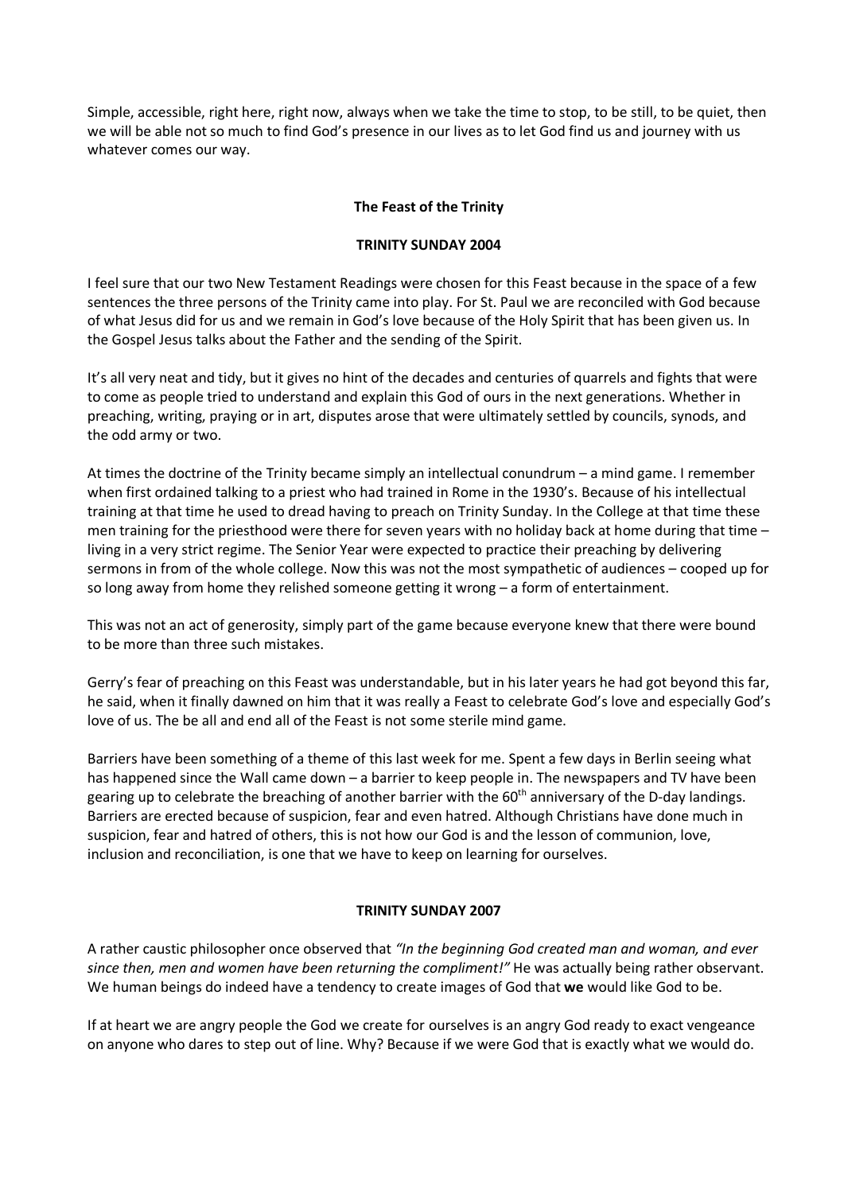Simple, accessible, right here, right now, always when we take the time to stop, to be still, to be quiet, then we will be able not so much to find God's presence in our lives as to let God find us and journey with us whatever comes our way.

## The Feast of the Trinity

### TRINITY SUNDAY 2004

I feel sure that our two New Testament Readings were chosen for this Feast because in the space of a few sentences the three persons of the Trinity came into play. For St. Paul we are reconciled with God because of what Jesus did for us and we remain in God's love because of the Holy Spirit that has been given us. In the Gospel Jesus talks about the Father and the sending of the Spirit.

It's all very neat and tidy, but it gives no hint of the decades and centuries of quarrels and fights that were to come as people tried to understand and explain this God of ours in the next generations. Whether in preaching, writing, praying or in art, disputes arose that were ultimately settled by councils, synods, and the odd army or two.

At times the doctrine of the Trinity became simply an intellectual conundrum – a mind game. I remember when first ordained talking to a priest who had trained in Rome in the 1930's. Because of his intellectual training at that time he used to dread having to preach on Trinity Sunday. In the College at that time these men training for the priesthood were there for seven years with no holiday back at home during that time – living in a very strict regime. The Senior Year were expected to practice their preaching by delivering sermons in from of the whole college. Now this was not the most sympathetic of audiences – cooped up for so long away from home they relished someone getting it wrong – a form of entertainment.

This was not an act of generosity, simply part of the game because everyone knew that there were bound to be more than three such mistakes.

Gerry's fear of preaching on this Feast was understandable, but in his later years he had got beyond this far, he said, when it finally dawned on him that it was really a Feast to celebrate God's love and especially God's love of us. The be all and end all of the Feast is not some sterile mind game.

Barriers have been something of a theme of this last week for me. Spent a few days in Berlin seeing what has happened since the Wall came down – a barrier to keep people in. The newspapers and TV have been gearing up to celebrate the breaching of another barrier with the 60th anniversary of the D-day landings. Barriers are erected because of suspicion, fear and even hatred. Although Christians have done much in suspicion, fear and hatred of others, this is not how our God is and the lesson of communion, love, inclusion and reconciliation, is one that we have to keep on learning for ourselves.

### TRINITY SUNDAY 2007

A rather caustic philosopher once observed that *"In the beginning God created man and woman, and ever since then, men and women have been returning the compliment!"* He was actually being rather observant. We human beings do indeed have a tendency to create images of God that **we** would like God to be.

If at heart we are angry people the God we create for ourselves is an angry God ready to exact vengeance on anyone who dares to step out of line. Why? Because if we were God that is exactly what we would do.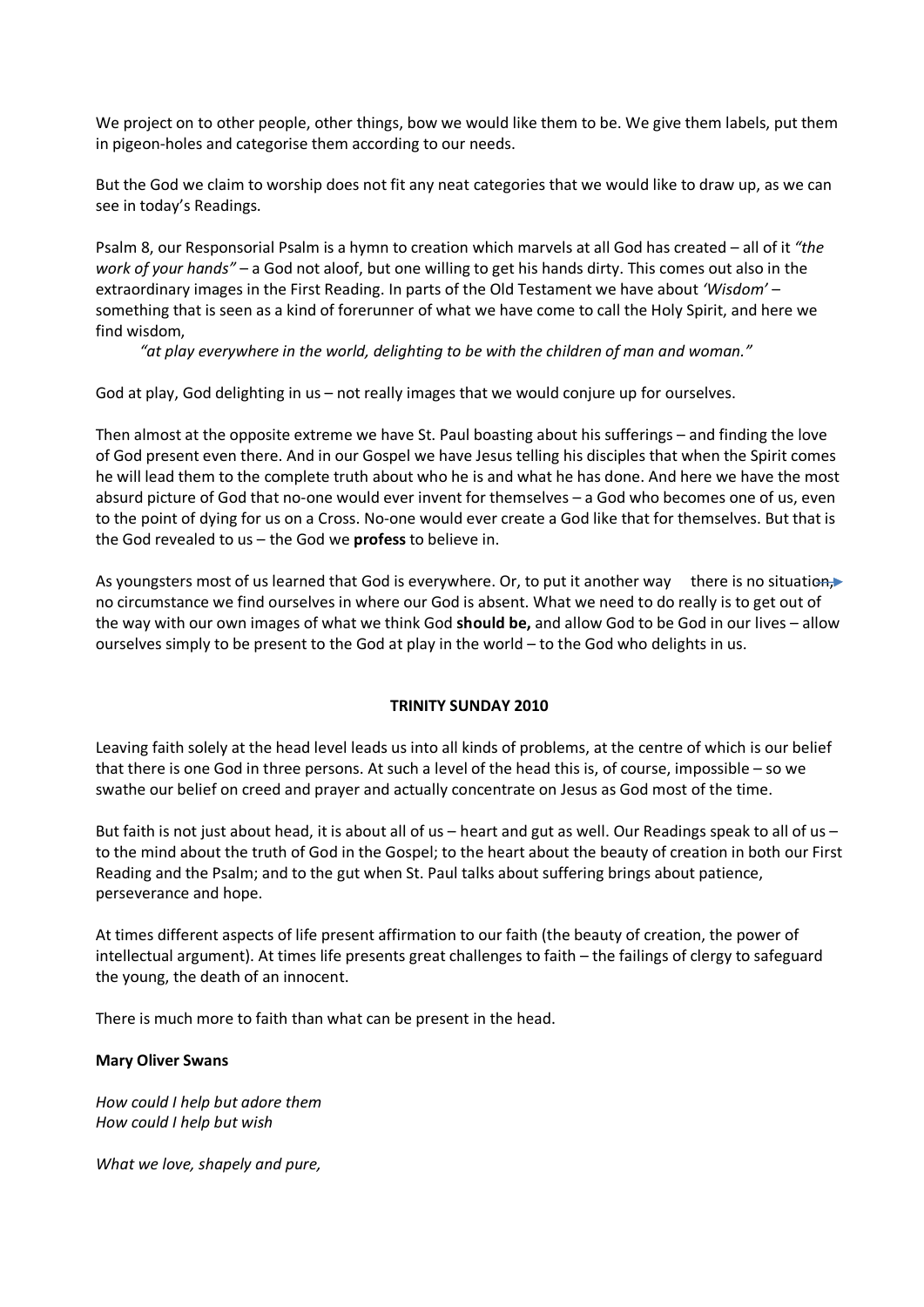We project on to other people, other things, bow we would like them to be. We give them labels, put them in pigeon-holes and categorise them according to our needs.

But the God we claim to worship does not fit any neat categories that we would like to draw up, as we can see in today's Readings.

Psalm 8, our Responsorial Psalm is a hymn to creation which marvels at all God has created – all of it *"the work of your hands"* – a God not aloof, but one willing to get his hands dirty. This comes out also in the extraordinary images in the First Reading. In parts of the Old Testament we have about *'Wisdom'* – something that is seen as a kind of forerunner of what we have come to call the Holy Spirit, and here we find wisdom,

> *"at play everywhere in the world, delighting to be with the children of man and woman."*

God at play, God delighting in us – not really images that we would conjure up for ourselves.

Then almost at the opposite extreme we have St. Paul boasting about his sufferings – and finding the love of God present even there. And in our Gospel we have Jesus telling his disciples that when the Spirit comes he will lead them to the complete truth about who he is and what he has done. And here we have the most absurd picture of God that no-one would ever invent for themselves – a God who becomes one of us, even to the point of dying for us on a Cross. No-one would ever create a God like that for themselves. But that is the God revealed to us – the God we **profess** to believe in.

As youngsters most of us learned that God is everywhere. Or, to put it another way there is no situation, no circumstance we find ourselves in where our God is absent. What we need to do really is to get out of the way with our own images of what we think God **should be,** and allow God to be God in our lives – allow ourselves simply to be present to the God at play in the world – to the God who delights in us.

**TRINITY SUNDAY 2010**

Leaving faith solely at the head level leads us into all kinds of problems, at the centre of which is our belief that there is one God in three persons. At such a level of the head this is, of course, impossible – so we swathe our belief on creed and prayer and actually concentrate on Jesus as God most of the time.

But faith is not just about head, it is about all of us – heart and gut as well. Our Readings speak to all of us – to the mind about the truth of God in the Gospel; to the heart about the beauty of creation in both our First Reading and the Psalm; and to the gut when St. Paul talks about suffering brings about patience, perseverance and hope.

At times different aspects of life present affirmation to our faith (the beauty of creation, the power of intellectual argument). At times life presents great challenges to faith – the failings of clergy to safeguard the young, the death of an innocent.

There is much more to faith than what can be present in the head.

**Mary Oliver Swans**

*How could I help but adore them*
*How could I help but wish*

*What we love, shapely and pure,*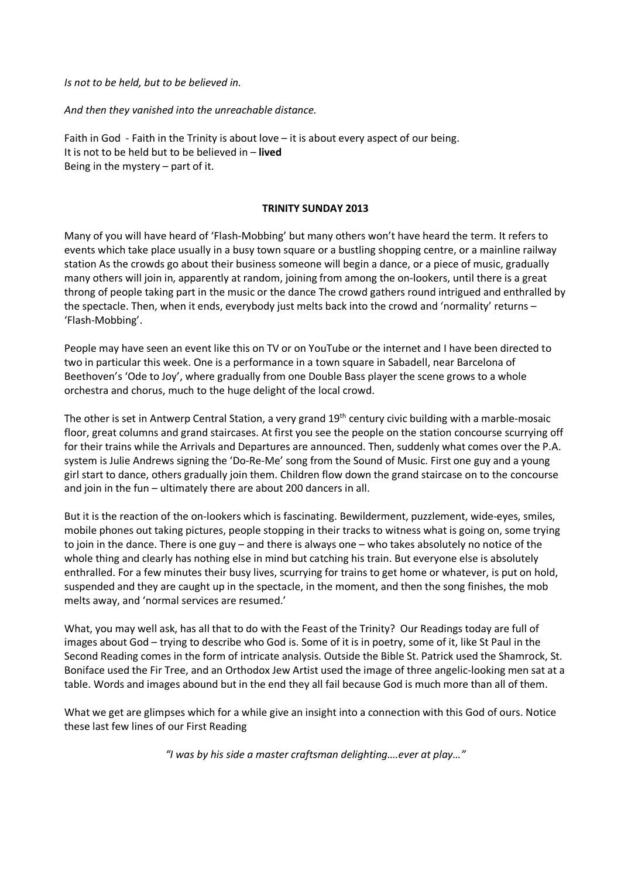*Is not to be held, but to be believed in.*

*And then they vanished into the unreachable distance.*

Faith in God - Faith in the Trinity is about love – it is about every aspect of our being.
It is not to be held but to be believed in – **lived**
Being in the mystery – part of it.

**TRINITY SUNDAY 2013**

Many of you will have heard of 'Flash-Mobbing' but many others won't have heard the term. It refers to events which take place usually in a busy town square or a bustling shopping centre, or a mainline railway station As the crowds go about their business someone will begin a dance, or a piece of music, gradually many others will join in, apparently at random, joining from among the on-lookers, until there is a great throng of people taking part in the music or the dance The crowd gathers round intrigued and enthralled by the spectacle. Then, when it ends, everybody just melts back into the crowd and 'normality' returns – 'Flash-Mobbing'.

People may have seen an event like this on TV or on YouTube or the internet and I have been directed to two in particular this week. One is a performance in a town square in Sabadell, near Barcelona of Beethoven's 'Ode to Joy', where gradually from one Double Bass player the scene grows to a whole orchestra and chorus, much to the huge delight of the local crowd.

The other is set in Antwerp Central Station, a very grand 19th century civic building with a marble-mosaic floor, great columns and grand staircases. At first you see the people on the station concourse scurrying off for their trains while the Arrivals and Departures are announced. Then, suddenly what comes over the P.A. system is Julie Andrews signing the 'Do-Re-Me' song from the Sound of Music. First one guy and a young girl start to dance, others gradually join them. Children flow down the grand staircase on to the concourse and join in the fun – ultimately there are about 200 dancers in all.

But it is the reaction of the on-lookers which is fascinating. Bewilderment, puzzlement, wide-eyes, smiles, mobile phones out taking pictures, people stopping in their tracks to witness what is going on, some trying to join in the dance. There is one guy – and there is always one – who takes absolutely no notice of the whole thing and clearly has nothing else in mind but catching his train. But everyone else is absolutely enthralled. For a few minutes their busy lives, scurrying for trains to get home or whatever, is put on hold, suspended and they are caught up in the spectacle, in the moment, and then the song finishes, the mob melts away, and 'normal services are resumed.'

What, you may well ask, has all that to do with the Feast of the Trinity? Our Readings today are full of images about God – trying to describe who God is. Some of it is in poetry, some of it, like St Paul in the Second Reading comes in the form of intricate analysis. Outside the Bible St. Patrick used the Shamrock, St. Boniface used the Fir Tree, and an Orthodox Jew Artist used the image of three angelic-looking men sat at a table. Words and images abound but in the end they all fail because God is much more than all of them.

What we get are glimpses which for a while give an insight into a connection with this God of ours. Notice these last few lines of our First Reading

*"I was by his side a master craftsman delighting….ever at play…"*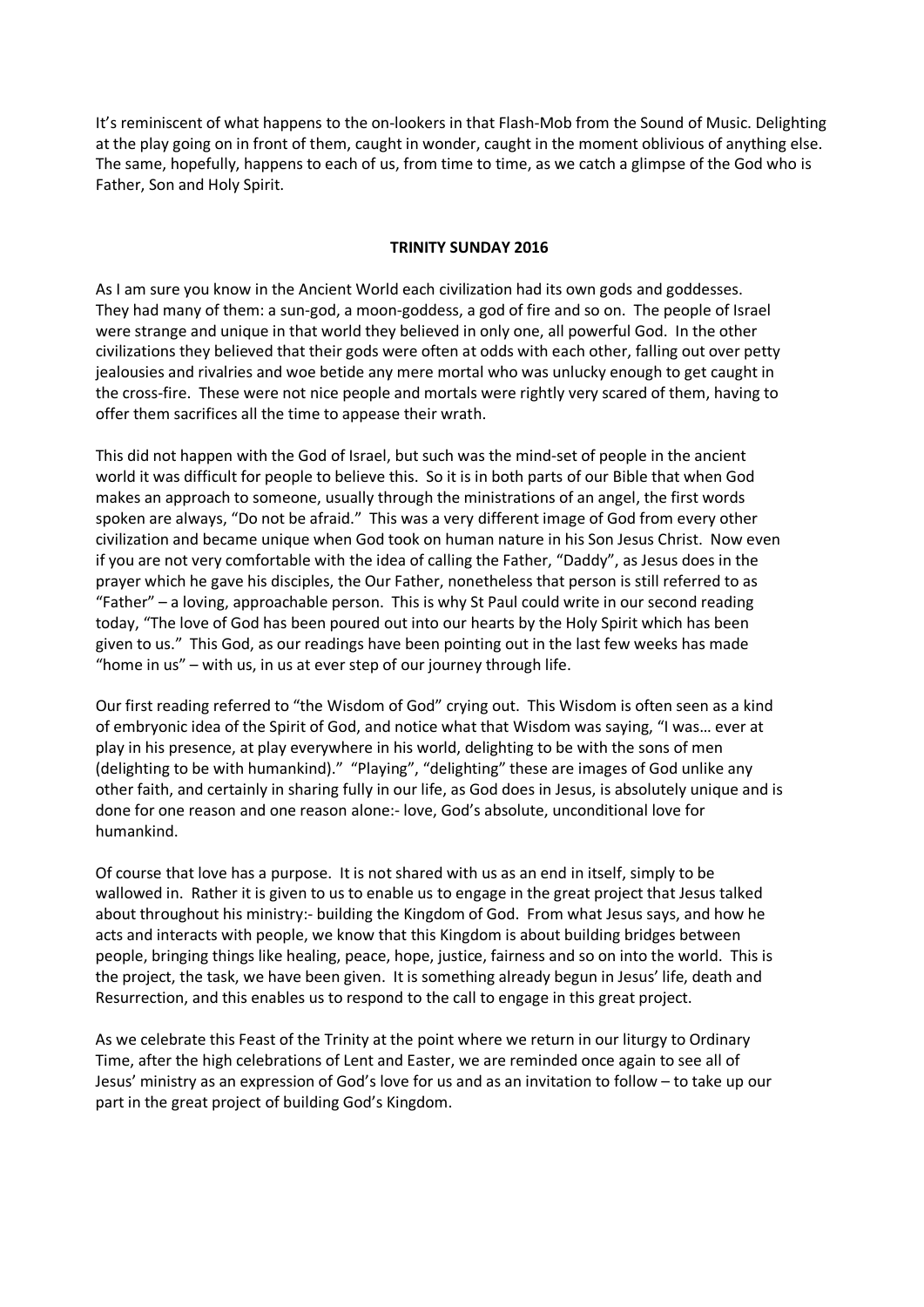It's reminiscent of what happens to the on-lookers in that Flash-Mob from the Sound of Music. Delighting at the play going on in front of them, caught in wonder, caught in the moment oblivious of anything else. The same, hopefully, happens to each of us, from time to time, as we catch a glimpse of the God who is Father, Son and Holy Spirit.

**TRINITY SUNDAY 2016**

As I am sure you know in the Ancient World each civilization had its own gods and goddesses. They had many of them: a sun-god, a moon-goddess, a god of fire and so on. The people of Israel were strange and unique in that world they believed in only one, all powerful God. In the other civilizations they believed that their gods were often at odds with each other, falling out over petty jealousies and rivalries and woe betide any mere mortal who was unlucky enough to get caught in the cross-fire. These were not nice people and mortals were rightly very scared of them, having to offer them sacrifices all the time to appease their wrath.

This did not happen with the God of Israel, but such was the mind-set of people in the ancient world it was difficult for people to believe this. So it is in both parts of our Bible that when God makes an approach to someone, usually through the ministrations of an angel, the first words spoken are always, "Do not be afraid." This was a very different image of God from every other civilization and became unique when God took on human nature in his Son Jesus Christ. Now even if you are not very comfortable with the idea of calling the Father, "Daddy", as Jesus does in the prayer which he gave his disciples, the Our Father, nonetheless that person is still referred to as "Father" – a loving, approachable person. This is why St Paul could write in our second reading today, "The love of God has been poured out into our hearts by the Holy Spirit which has been given to us." This God, as our readings have been pointing out in the last few weeks has made "home in us" – with us, in us at ever step of our journey through life.

Our first reading referred to "the Wisdom of God" crying out. This Wisdom is often seen as a kind of embryonic idea of the Spirit of God, and notice what that Wisdom was saying, "I was… ever at play in his presence, at play everywhere in his world, delighting to be with the sons of men (delighting to be with humankind)." "Playing", "delighting" these are images of God unlike any other faith, and certainly in sharing fully in our life, as God does in Jesus, is absolutely unique and is done for one reason and one reason alone:- love, God's absolute, unconditional love for humankind.

Of course that love has a purpose. It is not shared with us as an end in itself, simply to be wallowed in. Rather it is given to us to enable us to engage in the great project that Jesus talked about throughout his ministry:- building the Kingdom of God. From what Jesus says, and how he acts and interacts with people, we know that this Kingdom is about building bridges between people, bringing things like healing, peace, hope, justice, fairness and so on into the world. This is the project, the task, we have been given. It is something already begun in Jesus' life, death and Resurrection, and this enables us to respond to the call to engage in this great project.

As we celebrate this Feast of the Trinity at the point where we return in our liturgy to Ordinary Time, after the high celebrations of Lent and Easter, we are reminded once again to see all of Jesus' ministry as an expression of God's love for us and as an invitation to follow – to take up our part in the great project of building God's Kingdom.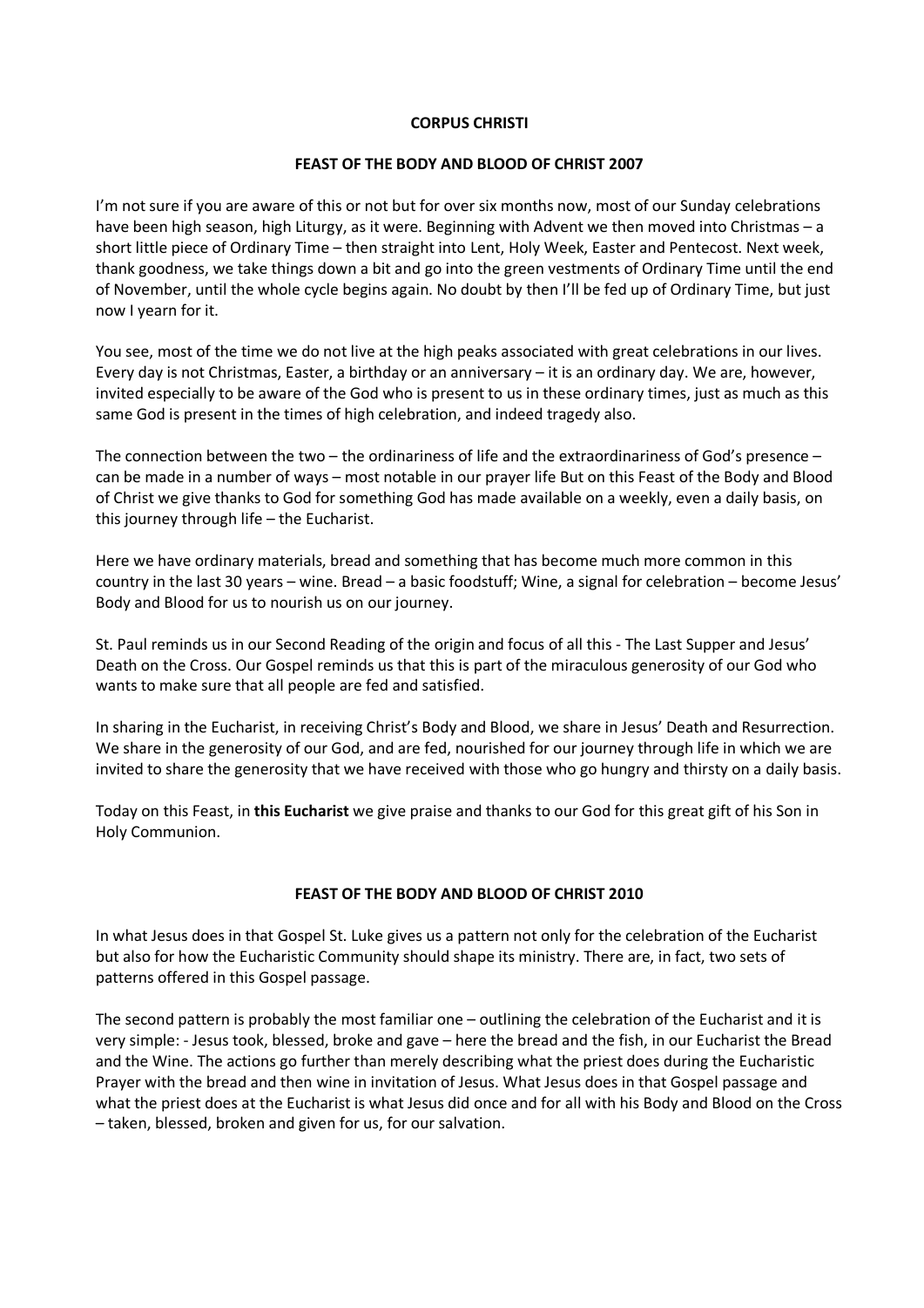## CORPUS CHRISTI

### FEAST OF THE BODY AND BLOOD OF CHRIST 2007

I'm not sure if you are aware of this or not but for over six months now, most of our Sunday celebrations have been high season, high Liturgy, as it were. Beginning with Advent we then moved into Christmas – a short little piece of Ordinary Time – then straight into Lent, Holy Week, Easter and Pentecost. Next week, thank goodness, we take things down a bit and go into the green vestments of Ordinary Time until the end of November, until the whole cycle begins again. No doubt by then I'll be fed up of Ordinary Time, but just now I yearn for it.

You see, most of the time we do not live at the high peaks associated with great celebrations in our lives. Every day is not Christmas, Easter, a birthday or an anniversary – it is an ordinary day. We are, however, invited especially to be aware of the God who is present to us in these ordinary times, just as much as this same God is present in the times of high celebration, and indeed tragedy also.

The connection between the two – the ordinariness of life and the extraordinariness of God's presence – can be made in a number of ways – most notable in our prayer life But on this Feast of the Body and Blood of Christ we give thanks to God for something God has made available on a weekly, even a daily basis, on this journey through life – the Eucharist.

Here we have ordinary materials, bread and something that has become much more common in this country in the last 30 years – wine. Bread – a basic foodstuff; Wine, a signal for celebration – become Jesus' Body and Blood for us to nourish us on our journey.

St. Paul reminds us in our Second Reading of the origin and focus of all this - The Last Supper and Jesus' Death on the Cross. Our Gospel reminds us that this is part of the miraculous generosity of our God who wants to make sure that all people are fed and satisfied.

In sharing in the Eucharist, in receiving Christ's Body and Blood, we share in Jesus' Death and Resurrection. We share in the generosity of our God, and are fed, nourished for our journey through life in which we are invited to share the generosity that we have received with those who go hungry and thirsty on a daily basis.

Today on this Feast, in **this Eucharist** we give praise and thanks to our God for this great gift of his Son in Holy Communion.

### FEAST OF THE BODY AND BLOOD OF CHRIST 2010

In what Jesus does in that Gospel St. Luke gives us a pattern not only for the celebration of the Eucharist but also for how the Eucharistic Community should shape its ministry. There are, in fact, two sets of patterns offered in this Gospel passage.

The second pattern is probably the most familiar one – outlining the celebration of the Eucharist and it is very simple: - Jesus took, blessed, broke and gave – here the bread and the fish, in our Eucharist the Bread and the Wine. The actions go further than merely describing what the priest does during the Eucharistic Prayer with the bread and then wine in invitation of Jesus. What Jesus does in that Gospel passage and what the priest does at the Eucharist is what Jesus did once and for all with his Body and Blood on the Cross – taken, blessed, broken and given for us, for our salvation.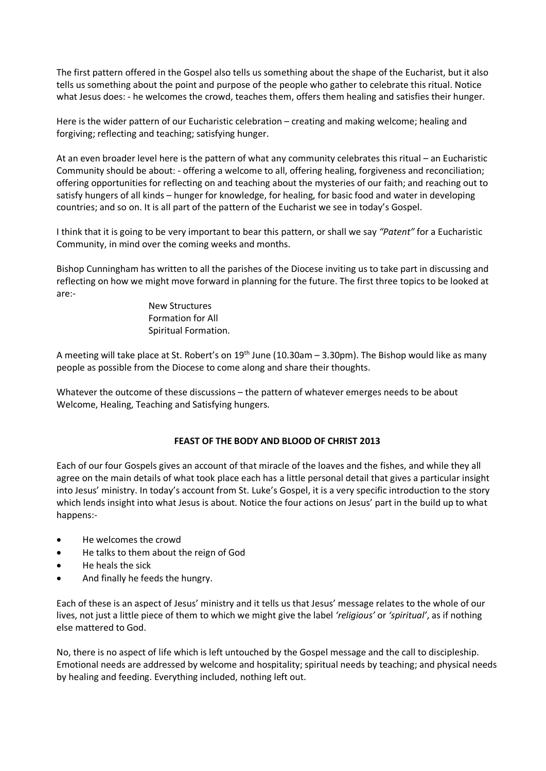The first pattern offered in the Gospel also tells us something about the shape of the Eucharist, but it also tells us something about the point and purpose of the people who gather to celebrate this ritual. Notice what Jesus does: - he welcomes the crowd, teaches them, offers them healing and satisfies their hunger.

Here is the wider pattern of our Eucharistic celebration – creating and making welcome; healing and forgiving; reflecting and teaching; satisfying hunger.

At an even broader level here is the pattern of what any community celebrates this ritual – an Eucharistic Community should be about: - offering a welcome to all, offering healing, forgiveness and reconciliation; offering opportunities for reflecting on and teaching about the mysteries of our faith; and reaching out to satisfy hungers of all kinds – hunger for knowledge, for healing, for basic food and water in developing countries; and so on. It is all part of the pattern of the Eucharist we see in today's Gospel.

I think that it is going to be very important to bear this pattern, or shall we say *"Patent"* for a Eucharistic Community, in mind over the coming weeks and months.

Bishop Cunningham has written to all the parishes of the Diocese inviting us to take part in discussing and reflecting on how we might move forward in planning for the future. The first three topics to be looked at are:-

New Structures
Formation for All
Spiritual Formation.

A meeting will take place at St. Robert's on 19th June (10.30am – 3.30pm). The Bishop would like as many people as possible from the Diocese to come along and share their thoughts.

Whatever the outcome of these discussions – the pattern of whatever emerges needs to be about Welcome, Healing, Teaching and Satisfying hungers.

## FEAST OF THE BODY AND BLOOD OF CHRIST 2013

Each of our four Gospels gives an account of that miracle of the loaves and the fishes, and while they all agree on the main details of what took place each has a little personal detail that gives a particular insight into Jesus' ministry. In today's account from St. Luke's Gospel, it is a very specific introduction to the story which lends insight into what Jesus is about. Notice the four actions on Jesus' part in the build up to what happens:-

- He welcomes the crowd
- He talks to them about the reign of God
- He heals the sick
- And finally he feeds the hungry.

Each of these is an aspect of Jesus' ministry and it tells us that Jesus' message relates to the whole of our lives, not just a little piece of them to which we might give the label *'religious'* or *'spiritual'*, as if nothing else mattered to God.

No, there is no aspect of life which is left untouched by the Gospel message and the call to discipleship. Emotional needs are addressed by welcome and hospitality; spiritual needs by teaching; and physical needs by healing and feeding. Everything included, nothing left out.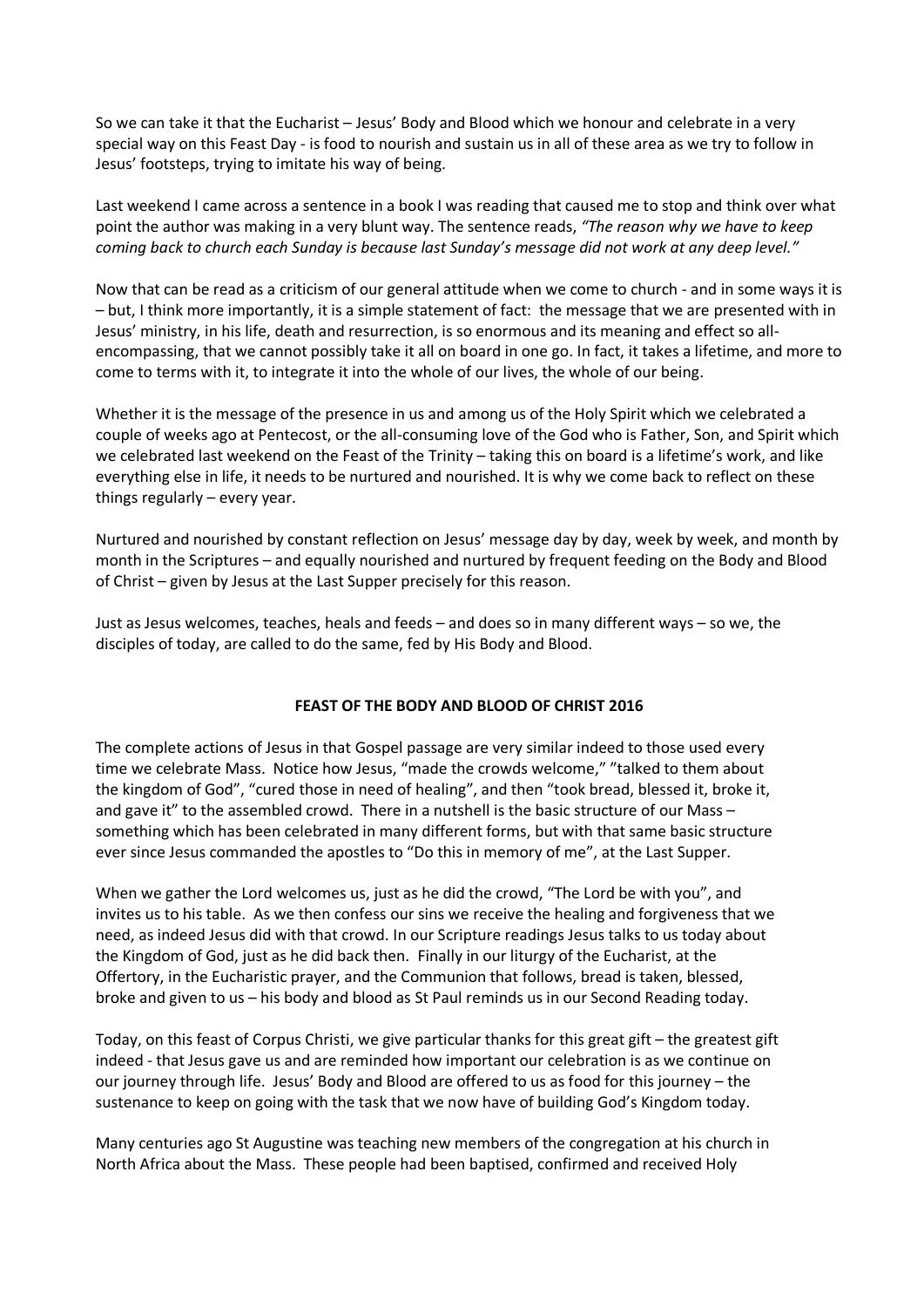So we can take it that the Eucharist – Jesus' Body and Blood which we honour and celebrate in a very special way on this Feast Day - is food to nourish and sustain us in all of these area as we try to follow in Jesus' footsteps, trying to imitate his way of being.

Last weekend I came across a sentence in a book I was reading that caused me to stop and think over what point the author was making in a very blunt way. The sentence reads, *"The reason why we have to keep coming back to church each Sunday is because last Sunday's message did not work at any deep level."*

Now that can be read as a criticism of our general attitude when we come to church - and in some ways it is – but, I think more importantly, it is a simple statement of fact: the message that we are presented with in Jesus' ministry, in his life, death and resurrection, is so enormous and its meaning and effect so all-encompassing, that we cannot possibly take it all on board in one go. In fact, it takes a lifetime, and more to come to terms with it, to integrate it into the whole of our lives, the whole of our being.

Whether it is the message of the presence in us and among us of the Holy Spirit which we celebrated a couple of weeks ago at Pentecost, or the all-consuming love of the God who is Father, Son, and Spirit which we celebrated last weekend on the Feast of the Trinity – taking this on board is a lifetime's work, and like everything else in life, it needs to be nurtured and nourished. It is why we come back to reflect on these things regularly – every year.

Nurtured and nourished by constant reflection on Jesus' message day by day, week by week, and month by month in the Scriptures – and equally nourished and nurtured by frequent feeding on the Body and Blood of Christ – given by Jesus at the Last Supper precisely for this reason.

Just as Jesus welcomes, teaches, heals and feeds – and does so in many different ways – so we, the disciples of today, are called to do the same, fed by His Body and Blood.

## FEAST OF THE BODY AND BLOOD OF CHRIST 2016

The complete actions of Jesus in that Gospel passage are very similar indeed to those used every time we celebrate Mass. Notice how Jesus, "made the crowds welcome," "talked to them about the kingdom of God", "cured those in need of healing", and then "took bread, blessed it, broke it, and gave it" to the assembled crowd. There in a nutshell is the basic structure of our Mass – something which has been celebrated in many different forms, but with that same basic structure ever since Jesus commanded the apostles to "Do this in memory of me", at the Last Supper.

When we gather the Lord welcomes us, just as he did the crowd, "The Lord be with you", and invites us to his table. As we then confess our sins we receive the healing and forgiveness that we need, as indeed Jesus did with that crowd. In our Scripture readings Jesus talks to us today about the Kingdom of God, just as he did back then. Finally in our liturgy of the Eucharist, at the Offertory, in the Eucharistic prayer, and the Communion that follows, bread is taken, blessed, broke and given to us – his body and blood as St Paul reminds us in our Second Reading today.

Today, on this feast of Corpus Christi, we give particular thanks for this great gift – the greatest gift indeed - that Jesus gave us and are reminded how important our celebration is as we continue on our journey through life. Jesus' Body and Blood are offered to us as food for this journey – the sustenance to keep on going with the task that we now have of building God's Kingdom today.

Many centuries ago St Augustine was teaching new members of the congregation at his church in North Africa about the Mass. These people had been baptised, confirmed and received Holy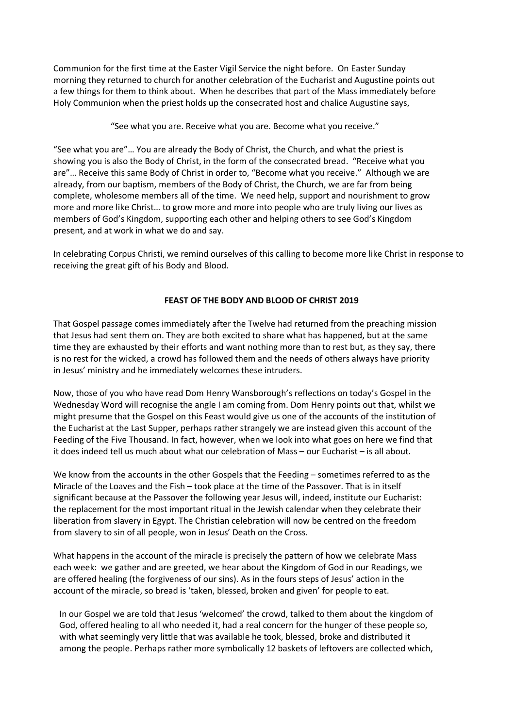Communion for the first time at the Easter Vigil Service the night before. On Easter Sunday morning they returned to church for another celebration of the Eucharist and Augustine points out a few things for them to think about. When he describes that part of the Mass immediately before Holy Communion when the priest holds up the consecrated host and chalice Augustine says,

"See what you are. Receive what you are. Become what you receive."

"See what you are"… You are already the Body of Christ, the Church, and what the priest is showing you is also the Body of Christ, in the form of the consecrated bread. "Receive what you are"… Receive this same Body of Christ in order to, "Become what you receive." Although we are already, from our baptism, members of the Body of Christ, the Church, we are far from being complete, wholesome members all of the time. We need help, support and nourishment to grow more and more like Christ… to grow more and more into people who are truly living our lives as members of God's Kingdom, supporting each other and helping others to see God's Kingdom present, and at work in what we do and say.

In celebrating Corpus Christi, we remind ourselves of this calling to become more like Christ in response to receiving the great gift of his Body and Blood.

**FEAST OF THE BODY AND BLOOD OF CHRIST 2019**

That Gospel passage comes immediately after the Twelve had returned from the preaching mission that Jesus had sent them on. They are both excited to share what has happened, but at the same time they are exhausted by their efforts and want nothing more than to rest but, as they say, there is no rest for the wicked, a crowd has followed them and the needs of others always have priority in Jesus' ministry and he immediately welcomes these intruders.

Now, those of you who have read Dom Henry Wansborough's reflections on today's Gospel in the Wednesday Word will recognise the angle I am coming from. Dom Henry points out that, whilst we might presume that the Gospel on this Feast would give us one of the accounts of the institution of the Eucharist at the Last Supper, perhaps rather strangely we are instead given this account of the Feeding of the Five Thousand. In fact, however, when we look into what goes on here we find that it does indeed tell us much about what our celebration of Mass – our Eucharist – is all about.

We know from the accounts in the other Gospels that the Feeding – sometimes referred to as the Miracle of the Loaves and the Fish – took place at the time of the Passover. That is in itself significant because at the Passover the following year Jesus will, indeed, institute our Eucharist: the replacement for the most important ritual in the Jewish calendar when they celebrate their liberation from slavery in Egypt. The Christian celebration will now be centred on the freedom from slavery to sin of all people, won in Jesus' Death on the Cross.

What happens in the account of the miracle is precisely the pattern of how we celebrate Mass each week: we gather and are greeted, we hear about the Kingdom of God in our Readings, we are offered healing (the forgiveness of our sins). As in the fours steps of Jesus' action in the account of the miracle, so bread is 'taken, blessed, broken and given' for people to eat.

In our Gospel we are told that Jesus 'welcomed' the crowd, talked to them about the kingdom of God, offered healing to all who needed it, had a real concern for the hunger of these people so, with what seemingly very little that was available he took, blessed, broke and distributed it among the people. Perhaps rather more symbolically 12 baskets of leftovers are collected which,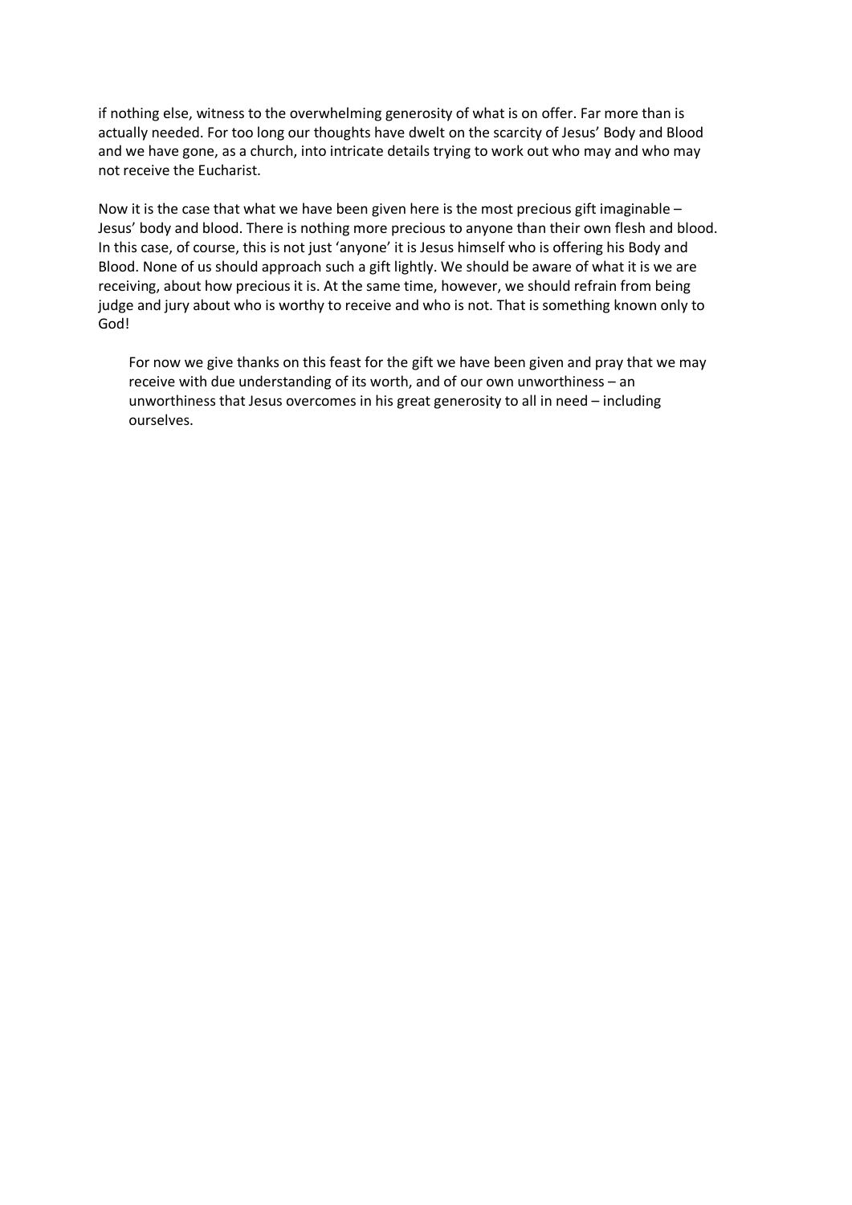if nothing else, witness to the overwhelming generosity of what is on offer. Far more than is actually needed. For too long our thoughts have dwelt on the scarcity of Jesus' Body and Blood and we have gone, as a church, into intricate details trying to work out who may and who may not receive the Eucharist.

Now it is the case that what we have been given here is the most precious gift imaginable – Jesus' body and blood. There is nothing more precious to anyone than their own flesh and blood. In this case, of course, this is not just 'anyone' it is Jesus himself who is offering his Body and Blood. None of us should approach such a gift lightly. We should be aware of what it is we are receiving, about how precious it is. At the same time, however, we should refrain from being judge and jury about who is worthy to receive and who is not. That is something known only to God!

> For now we give thanks on this feast for the gift we have been given and pray that we may receive with due understanding of its worth, and of our own unworthiness – an unworthiness that Jesus overcomes in his great generosity to all in need – including ourselves.